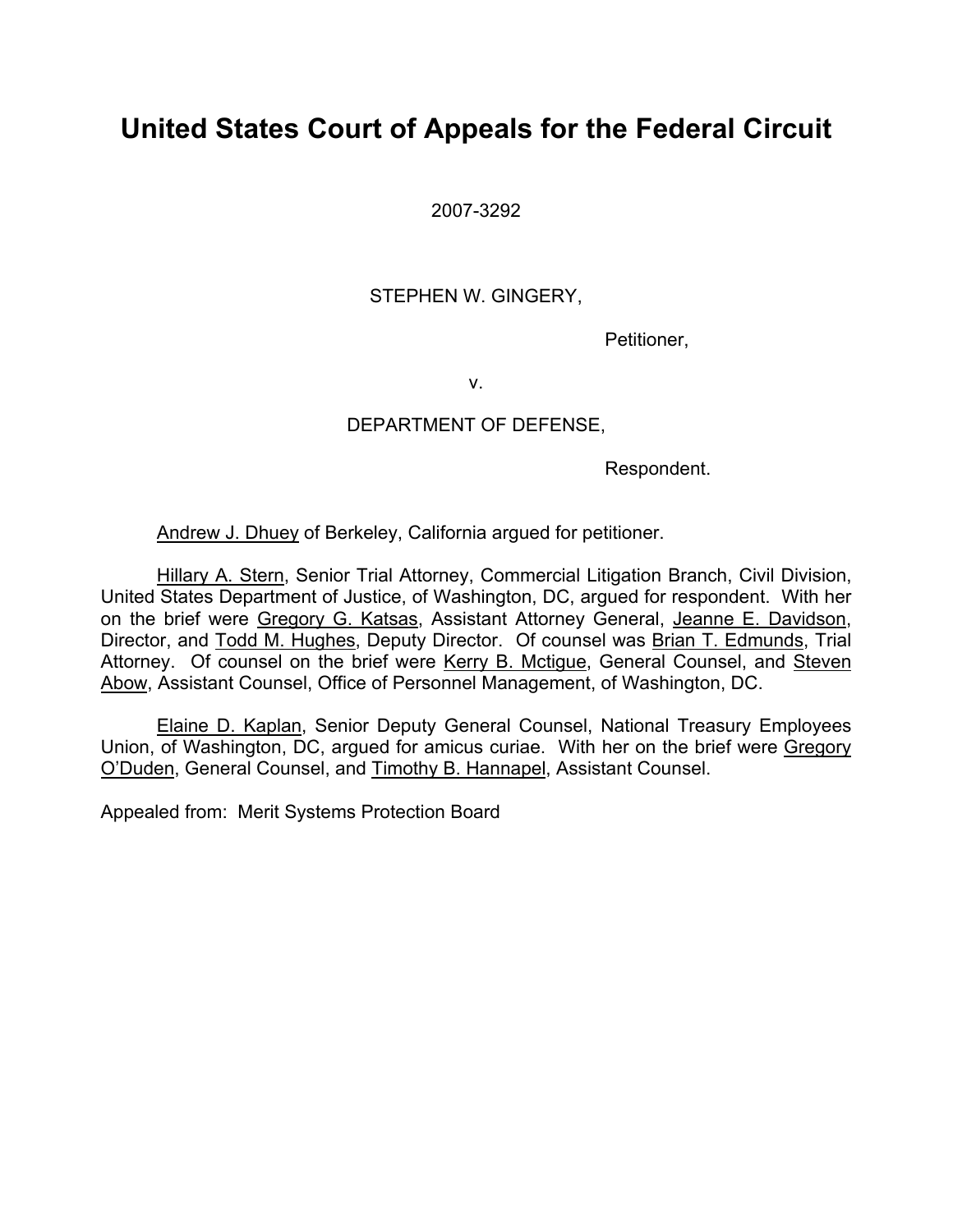# United States Court of Appeals for the Federal Circuit

2007-3292

STEPHEN W. GINGERY,

Petitioner,

v.

DEPARTMENT OF DEFENSE,

Respondent.

Andrew J. Dhuey of Berkeley, California argued for petitioner.

Hillary A. Stern, Senior Trial Attorney, Commercial Litigation Branch, Civil Division, United States Department of Justice, of Washington, DC, argued for respondent. With her on the brief were Gregory G. Katsas, Assistant Attorney General, Jeanne E. Davidson, Director, and Todd M. Hughes, Deputy Director. Of counsel was Brian T. Edmunds, Trial Attorney. Of counsel on the brief were Kerry B. Mctigue, General Counsel, and Steven Abow, Assistant Counsel, Office of Personnel Management, of Washington, DC.

Elaine D. Kaplan, Senior Deputy General Counsel, National Treasury Employees Union, of Washington, DC, argued for amicus curiae. With her on the brief were Gregory O'Duden, General Counsel, and Timothy B. Hannapel, Assistant Counsel.

Appealed from: Merit Systems Protection Board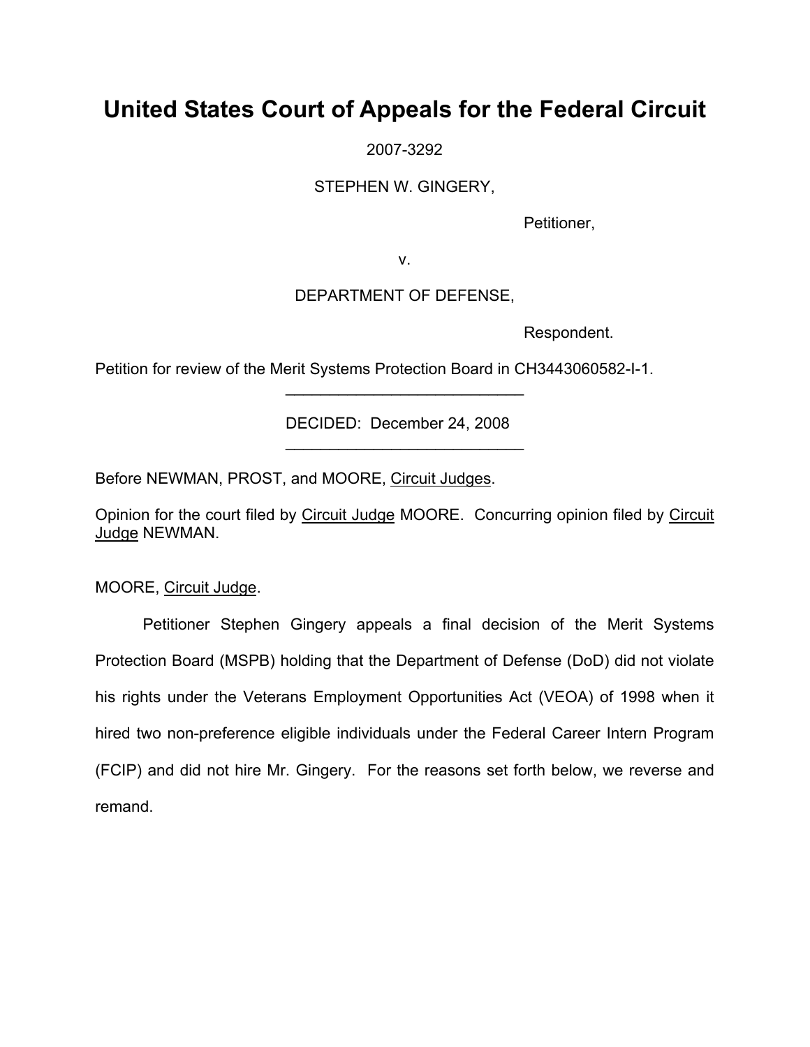# United States Court of Appeals for the Federal Circuit

2007-3292

STEPHEN W. GINGERY,

Petitioner,

v.

DEPARTMENT OF DEFENSE,

Respondent.

Petition for review of the Merit Systems Protection Board in CH3443060582-I-1.

---

DECIDED: December 24, 2008

---

Before NEWMAN, PROST, and MOORE, Circuit Judges.

Opinion for the court filed by Circuit Judge MOORE. Concurring opinion filed by Circuit Judge NEWMAN.

MOORE, Circuit Judge.

Petitioner Stephen Gingery appeals a final decision of the Merit Systems Protection Board (MSPB) holding that the Department of Defense (DoD) did not violate his rights under the Veterans Employment Opportunities Act (VEOA) of 1998 when it hired two non-preference eligible individuals under the Federal Career Intern Program (FCIP) and did not hire Mr. Gingery. For the reasons set forth below, we reverse and remand.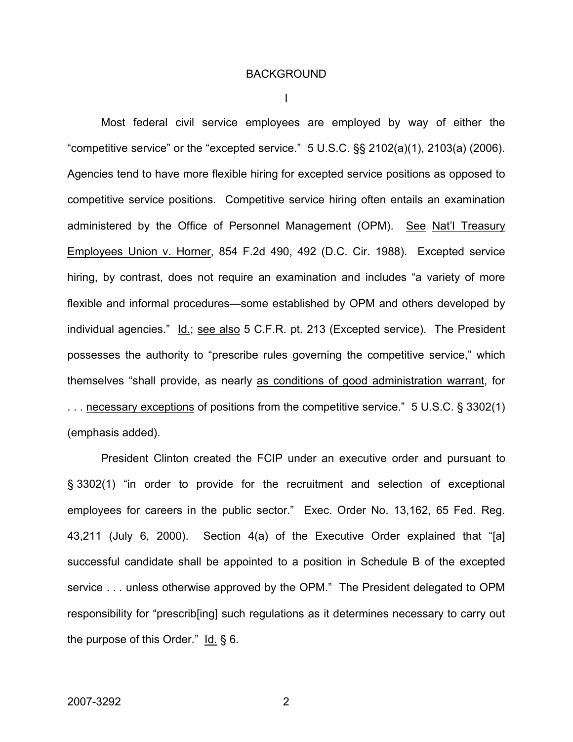## BACKGROUND

### I

Most federal civil service employees are employed by way of either the "competitive service" or the "excepted service." 5 U.S.C. §§ 2102(a)(1), 2103(a) (2006). Agencies tend to have more flexible hiring for excepted service positions as opposed to competitive service positions. Competitive service hiring often entails an examination administered by the Office of Personnel Management (OPM). See Nat'l Treasury Employees Union v. Horner, 854 F.2d 490, 492 (D.C. Cir. 1988). Excepted service hiring, by contrast, does not require an examination and includes "a variety of more flexible and informal procedures—some established by OPM and others developed by individual agencies." Id.; see also 5 C.F.R. pt. 213 (Excepted service). The President possesses the authority to "prescribe rules governing the competitive service," which themselves "shall provide, as nearly as conditions of good administration warrant, for . . . necessary exceptions of positions from the competitive service." 5 U.S.C. § 3302(1) (emphasis added).

President Clinton created the FCIP under an executive order and pursuant to § 3302(1) "in order to provide for the recruitment and selection of exceptional employees for careers in the public sector." Exec. Order No. 13,162, 65 Fed. Reg. 43,211 (July 6, 2000). Section 4(a) of the Executive Order explained that "[a] successful candidate shall be appointed to a position in Schedule B of the excepted service . . . unless otherwise approved by the OPM." The President delegated to OPM responsibility for "prescrib[ing] such regulations as it determines necessary to carry out the purpose of this Order." Id. § 6.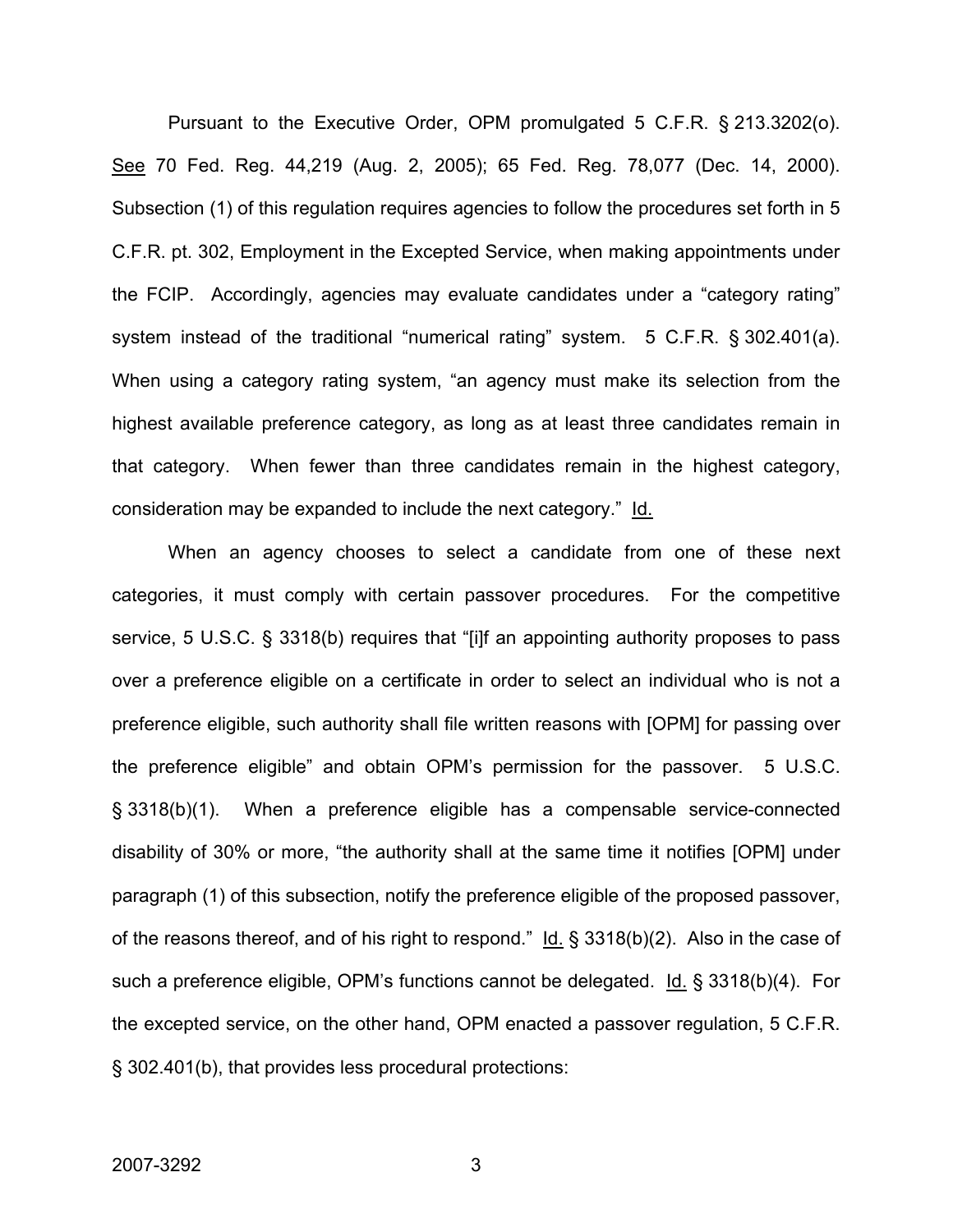Pursuant to the Executive Order, OPM promulgated 5 C.F.R. § 213.3202(o). See 70 Fed. Reg. 44,219 (Aug. 2, 2005); 65 Fed. Reg. 78,077 (Dec. 14, 2000). Subsection (1) of this regulation requires agencies to follow the procedures set forth in 5 C.F.R. pt. 302, Employment in the Excepted Service, when making appointments under the FCIP. Accordingly, agencies may evaluate candidates under a "category rating" system instead of the traditional "numerical rating" system. 5 C.F.R. § 302.401(a). When using a category rating system, "an agency must make its selection from the highest available preference category, as long as at least three candidates remain in that category. When fewer than three candidates remain in the highest category, consideration may be expanded to include the next category." Id.

When an agency chooses to select a candidate from one of these next categories, it must comply with certain passover procedures. For the competitive service, 5 U.S.C. § 3318(b) requires that "[i]f an appointing authority proposes to pass over a preference eligible on a certificate in order to select an individual who is not a preference eligible, such authority shall file written reasons with [OPM] for passing over the preference eligible" and obtain OPM's permission for the passover. 5 U.S.C. § 3318(b)(1). When a preference eligible has a compensable service-connected disability of 30% or more, "the authority shall at the same time it notifies [OPM] under paragraph (1) of this subsection, notify the preference eligible of the proposed passover, of the reasons thereof, and of his right to respond." Id. § 3318(b)(2). Also in the case of such a preference eligible, OPM's functions cannot be delegated. Id. § 3318(b)(4). For the excepted service, on the other hand, OPM enacted a passover regulation, 5 C.F.R. § 302.401(b), that provides less procedural protections: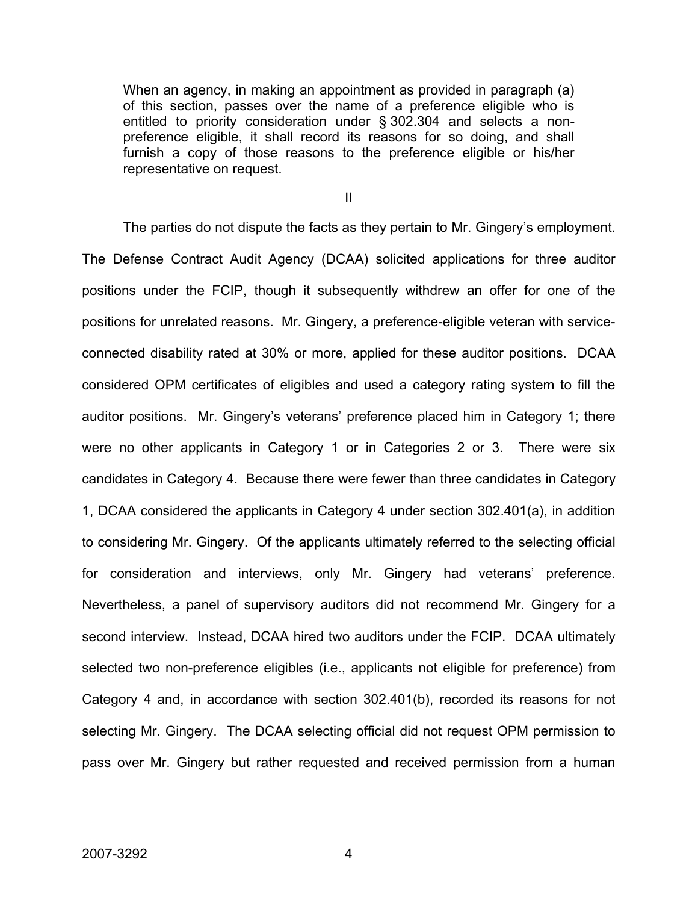> When an agency, in making an appointment as provided in paragraph (a) of this section, passes over the name of a preference eligible who is entitled to priority consideration under § 302.304 and selects a non-preference eligible, it shall record its reasons for so doing, and shall furnish a copy of those reasons to the preference eligible or his/her representative on request.

II

The parties do not dispute the facts as they pertain to Mr. Gingery's employment. The Defense Contract Audit Agency (DCAA) solicited applications for three auditor positions under the FCIP, though it subsequently withdrew an offer for one of the positions for unrelated reasons. Mr. Gingery, a preference-eligible veteran with service-connected disability rated at 30% or more, applied for these auditor positions. DCAA considered OPM certificates of eligibles and used a category rating system to fill the auditor positions. Mr. Gingery's veterans' preference placed him in Category 1; there were no other applicants in Category 1 or in Categories 2 or 3. There were six candidates in Category 4. Because there were fewer than three candidates in Category 1, DCAA considered the applicants in Category 4 under section 302.401(a), in addition to considering Mr. Gingery. Of the applicants ultimately referred to the selecting official for consideration and interviews, only Mr. Gingery had veterans' preference. Nevertheless, a panel of supervisory auditors did not recommend Mr. Gingery for a second interview. Instead, DCAA hired two auditors under the FCIP. DCAA ultimately selected two non-preference eligibles (i.e., applicants not eligible for preference) from Category 4 and, in accordance with section 302.401(b), recorded its reasons for not selecting Mr. Gingery. The DCAA selecting official did not request OPM permission to pass over Mr. Gingery but rather requested and received permission from a human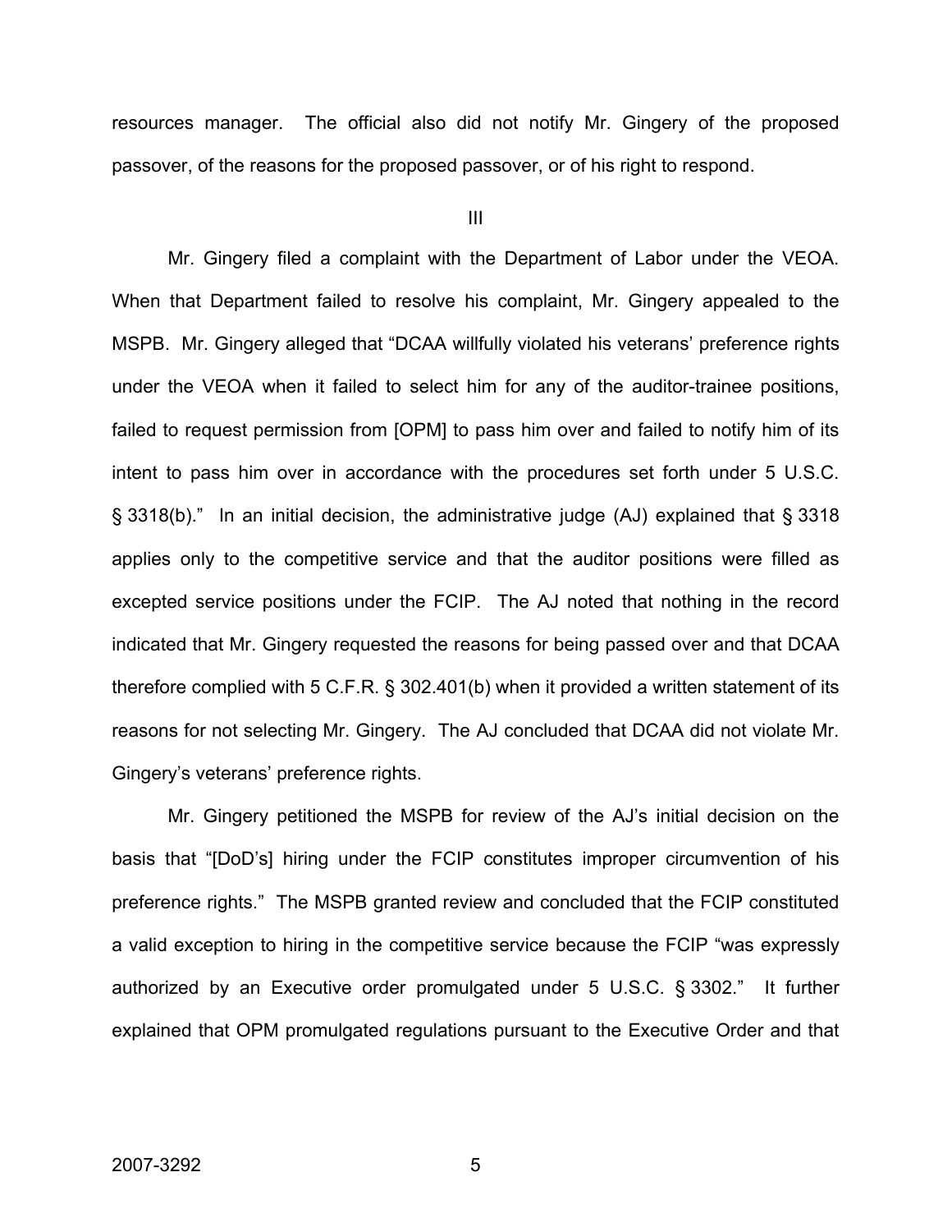resources manager. The official also did not notify Mr. Gingery of the proposed passover, of the reasons for the proposed passover, or of his right to respond.

III

Mr. Gingery filed a complaint with the Department of Labor under the VEOA. When that Department failed to resolve his complaint, Mr. Gingery appealed to the MSPB. Mr. Gingery alleged that "DCAA willfully violated his veterans' preference rights under the VEOA when it failed to select him for any of the auditor-trainee positions, failed to request permission from [OPM] to pass him over and failed to notify him of its intent to pass him over in accordance with the procedures set forth under 5 U.S.C. § 3318(b)." In an initial decision, the administrative judge (AJ) explained that § 3318 applies only to the competitive service and that the auditor positions were filled as excepted service positions under the FCIP. The AJ noted that nothing in the record indicated that Mr. Gingery requested the reasons for being passed over and that DCAA therefore complied with 5 C.F.R. § 302.401(b) when it provided a written statement of its reasons for not selecting Mr. Gingery. The AJ concluded that DCAA did not violate Mr. Gingery's veterans' preference rights.

Mr. Gingery petitioned the MSPB for review of the AJ's initial decision on the basis that "[DoD's] hiring under the FCIP constitutes improper circumvention of his preference rights." The MSPB granted review and concluded that the FCIP constituted a valid exception to hiring in the competitive service because the FCIP "was expressly authorized by an Executive order promulgated under 5 U.S.C. § 3302." It further explained that OPM promulgated regulations pursuant to the Executive Order and that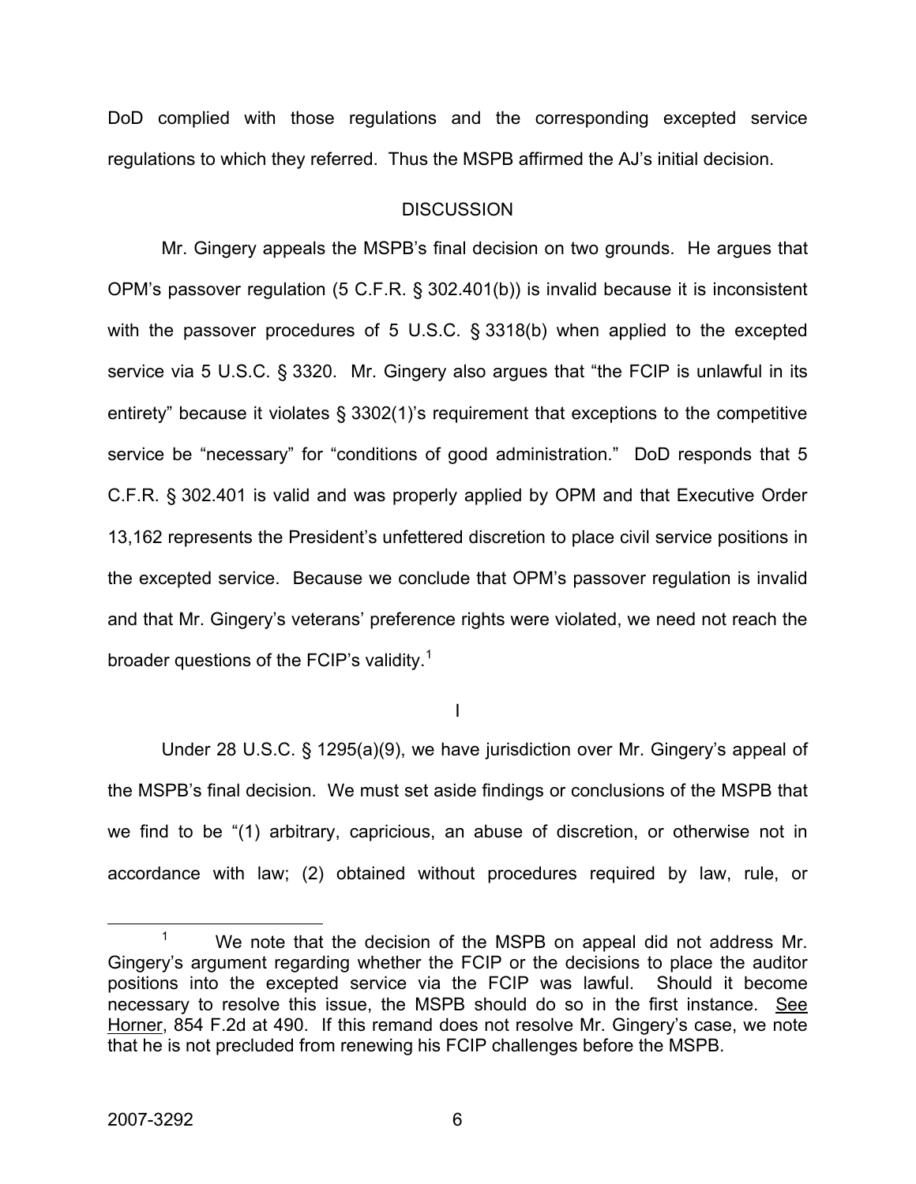DoD complied with those regulations and the corresponding excepted service regulations to which they referred. Thus the MSPB affirmed the AJ's initial decision.

## DISCUSSION

Mr. Gingery appeals the MSPB's final decision on two grounds. He argues that OPM's passover regulation (5 C.F.R. § 302.401(b)) is invalid because it is inconsistent with the passover procedures of 5 U.S.C. § 3318(b) when applied to the excepted service via 5 U.S.C. § 3320. Mr. Gingery also argues that "the FCIP is unlawful in its entirety" because it violates § 3302(1)'s requirement that exceptions to the competitive service be "necessary" for "conditions of good administration." DoD responds that 5 C.F.R. § 302.401 is valid and was properly applied by OPM and that Executive Order 13,162 represents the President's unfettered discretion to place civil service positions in the excepted service. Because we conclude that OPM's passover regulation is invalid and that Mr. Gingery's veterans' preference rights were violated, we need not reach the broader questions of the FCIP's validity.[1]

### I

Under 28 U.S.C. § 1295(a)(9), we have jurisdiction over Mr. Gingery's appeal of the MSPB's final decision. We must set aside findings or conclusions of the MSPB that we find to be "(1) arbitrary, capricious, an abuse of discretion, or otherwise not in accordance with law; (2) obtained without procedures required by law, rule, or

---

[1] We note that the decision of the MSPB on appeal did not address Mr. Gingery's argument regarding whether the FCIP or the decisions to place the auditor positions into the excepted service via the FCIP was lawful. Should it become necessary to resolve this issue, the MSPB should do so in the first instance. See Horner, 854 F.2d at 490. If this remand does not resolve Mr. Gingery's case, we note that he is not precluded from renewing his FCIP challenges before the MSPB.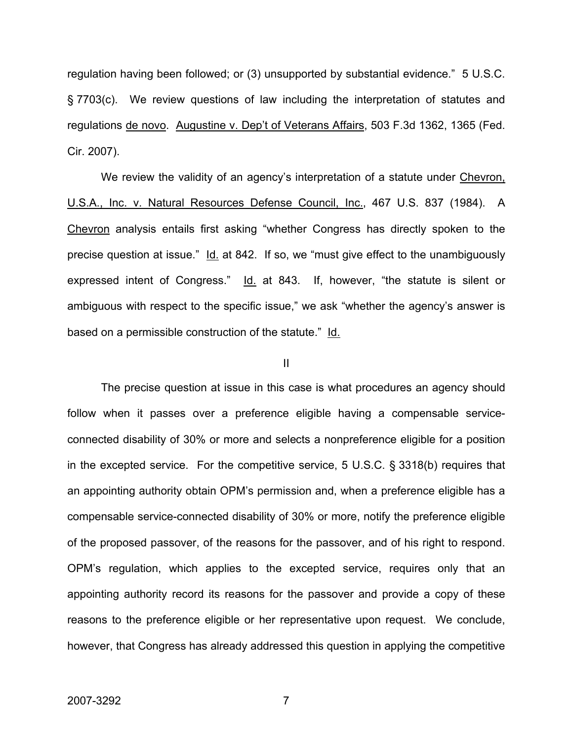regulation having been followed; or (3) unsupported by substantial evidence." 5 U.S.C. § 7703(c). We review questions of law including the interpretation of statutes and regulations de novo. Augustine v. Dep't of Veterans Affairs, 503 F.3d 1362, 1365 (Fed. Cir. 2007).

We review the validity of an agency's interpretation of a statute under Chevron, U.S.A., Inc. v. Natural Resources Defense Council, Inc., 467 U.S. 837 (1984). A Chevron analysis entails first asking "whether Congress has directly spoken to the precise question at issue." Id. at 842. If so, we "must give effect to the unambiguously expressed intent of Congress." Id. at 843. If, however, "the statute is silent or ambiguous with respect to the specific issue," we ask "whether the agency's answer is based on a permissible construction of the statute." Id.

II

The precise question at issue in this case is what procedures an agency should follow when it passes over a preference eligible having a compensable service-connected disability of 30% or more and selects a nonpreference eligible for a position in the excepted service. For the competitive service, 5 U.S.C. § 3318(b) requires that an appointing authority obtain OPM's permission and, when a preference eligible has a compensable service-connected disability of 30% or more, notify the preference eligible of the proposed passover, of the reasons for the passover, and of his right to respond. OPM's regulation, which applies to the excepted service, requires only that an appointing authority record its reasons for the passover and provide a copy of these reasons to the preference eligible or her representative upon request. We conclude, however, that Congress has already addressed this question in applying the competitive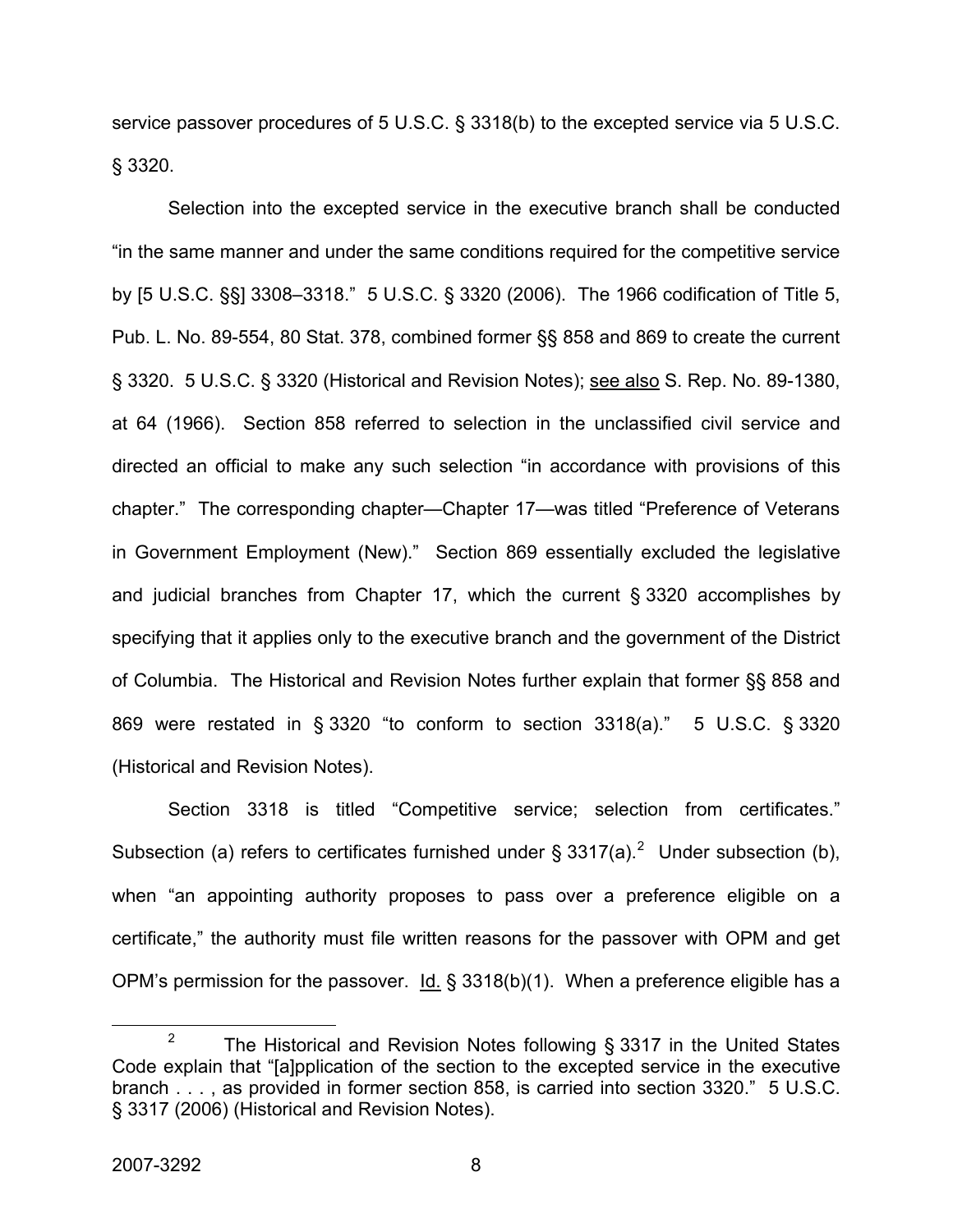service passover procedures of 5 U.S.C. § 3318(b) to the excepted service via 5 U.S.C. § 3320.

Selection into the excepted service in the executive branch shall be conducted "in the same manner and under the same conditions required for the competitive service by [5 U.S.C. §§] 3308–3318." 5 U.S.C. § 3320 (2006). The 1966 codification of Title 5, Pub. L. No. 89-554, 80 Stat. 378, combined former §§ 858 and 869 to create the current § 3320. 5 U.S.C. § 3320 (Historical and Revision Notes); see also S. Rep. No. 89-1380, at 64 (1966). Section 858 referred to selection in the unclassified civil service and directed an official to make any such selection "in accordance with provisions of this chapter." The corresponding chapter—Chapter 17—was titled "Preference of Veterans in Government Employment (New)." Section 869 essentially excluded the legislative and judicial branches from Chapter 17, which the current § 3320 accomplishes by specifying that it applies only to the executive branch and the government of the District of Columbia. The Historical and Revision Notes further explain that former §§ 858 and 869 were restated in § 3320 "to conform to section 3318(a)." 5 U.S.C. § 3320 (Historical and Revision Notes).

Section 3318 is titled "Competitive service; selection from certificates." Subsection (a) refers to certificates furnished under § 3317(a).[2] Under subsection (b), when "an appointing authority proposes to pass over a preference eligible on a certificate," the authority must file written reasons for the passover with OPM and get OPM's permission for the passover. Id. § 3318(b)(1). When a preference eligible has a

[2] The Historical and Revision Notes following § 3317 in the United States Code explain that "[a]pplication of the section to the excepted service in the executive branch . . . , as provided in former section 858, is carried into section 3320." 5 U.S.C. § 3317 (2006) (Historical and Revision Notes).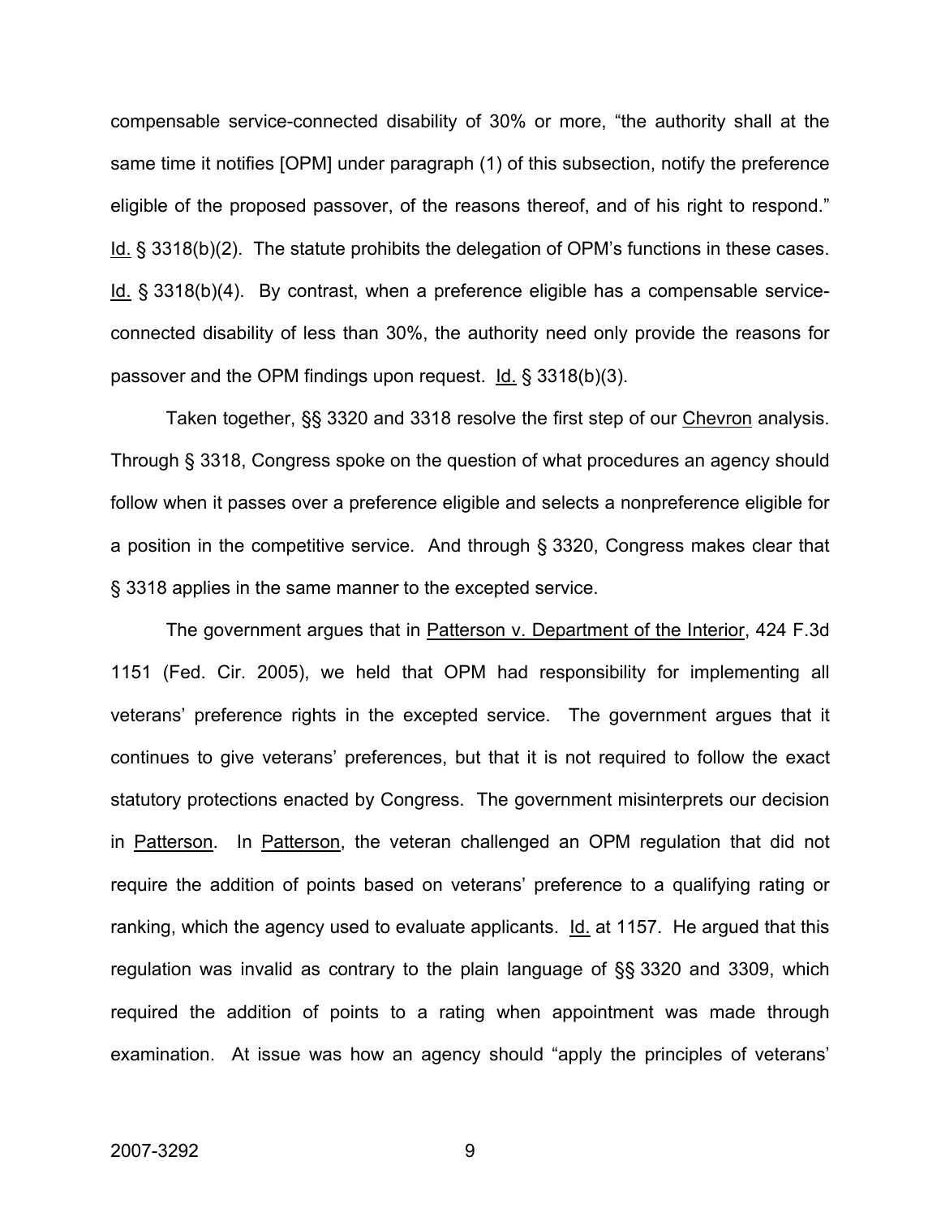compensable service-connected disability of 30% or more, "the authority shall at the same time it notifies [OPM] under paragraph (1) of this subsection, notify the preference eligible of the proposed passover, of the reasons thereof, and of his right to respond." Id. § 3318(b)(2). The statute prohibits the delegation of OPM's functions in these cases. Id. § 3318(b)(4). By contrast, when a preference eligible has a compensable service-connected disability of less than 30%, the authority need only provide the reasons for passover and the OPM findings upon request. Id. § 3318(b)(3).

Taken together, §§ 3320 and 3318 resolve the first step of our Chevron analysis. Through § 3318, Congress spoke on the question of what procedures an agency should follow when it passes over a preference eligible and selects a nonpreference eligible for a position in the competitive service. And through § 3320, Congress makes clear that § 3318 applies in the same manner to the excepted service.

The government argues that in Patterson v. Department of the Interior, 424 F.3d 1151 (Fed. Cir. 2005), we held that OPM had responsibility for implementing all veterans' preference rights in the excepted service. The government argues that it continues to give veterans' preferences, but that it is not required to follow the exact statutory protections enacted by Congress. The government misinterprets our decision in Patterson. In Patterson, the veteran challenged an OPM regulation that did not require the addition of points based on veterans' preference to a qualifying rating or ranking, which the agency used to evaluate applicants. Id. at 1157. He argued that this regulation was invalid as contrary to the plain language of §§ 3320 and 3309, which required the addition of points to a rating when appointment was made through examination. At issue was how an agency should "apply the principles of veterans'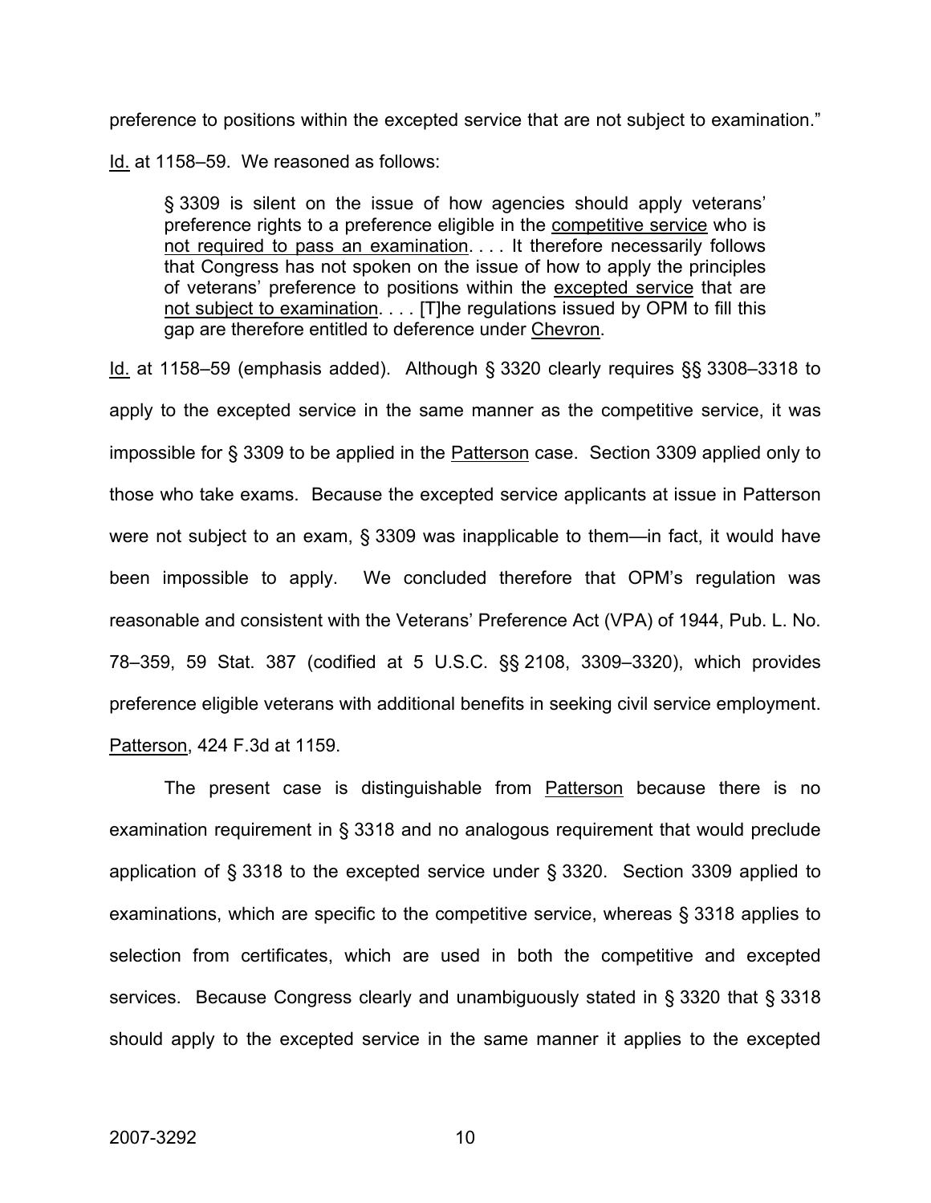preference to positions within the excepted service that are not subject to examination." Id. at 1158–59. We reasoned as follows:

> § 3309 is silent on the issue of how agencies should apply veterans' preference rights to a preference eligible in the competitive service who is not required to pass an examination. . . . It therefore necessarily follows that Congress has not spoken on the issue of how to apply the principles of veterans' preference to positions within the excepted service that are not subject to examination. . . . [T]he regulations issued by OPM to fill this gap are therefore entitled to deference under Chevron.

Id. at 1158–59 (emphasis added). Although § 3320 clearly requires §§ 3308–3318 to apply to the excepted service in the same manner as the competitive service, it was impossible for § 3309 to be applied in the Patterson case. Section 3309 applied only to those who take exams. Because the excepted service applicants at issue in Patterson were not subject to an exam, § 3309 was inapplicable to them—in fact, it would have been impossible to apply. We concluded therefore that OPM's regulation was reasonable and consistent with the Veterans' Preference Act (VPA) of 1944, Pub. L. No. 78–359, 59 Stat. 387 (codified at 5 U.S.C. §§ 2108, 3309–3320), which provides preference eligible veterans with additional benefits in seeking civil service employment. Patterson, 424 F.3d at 1159.

The present case is distinguishable from Patterson because there is no examination requirement in § 3318 and no analogous requirement that would preclude application of § 3318 to the excepted service under § 3320. Section 3309 applied to examinations, which are specific to the competitive service, whereas § 3318 applies to selection from certificates, which are used in both the competitive and excepted services. Because Congress clearly and unambiguously stated in § 3320 that § 3318 should apply to the excepted service in the same manner it applies to the excepted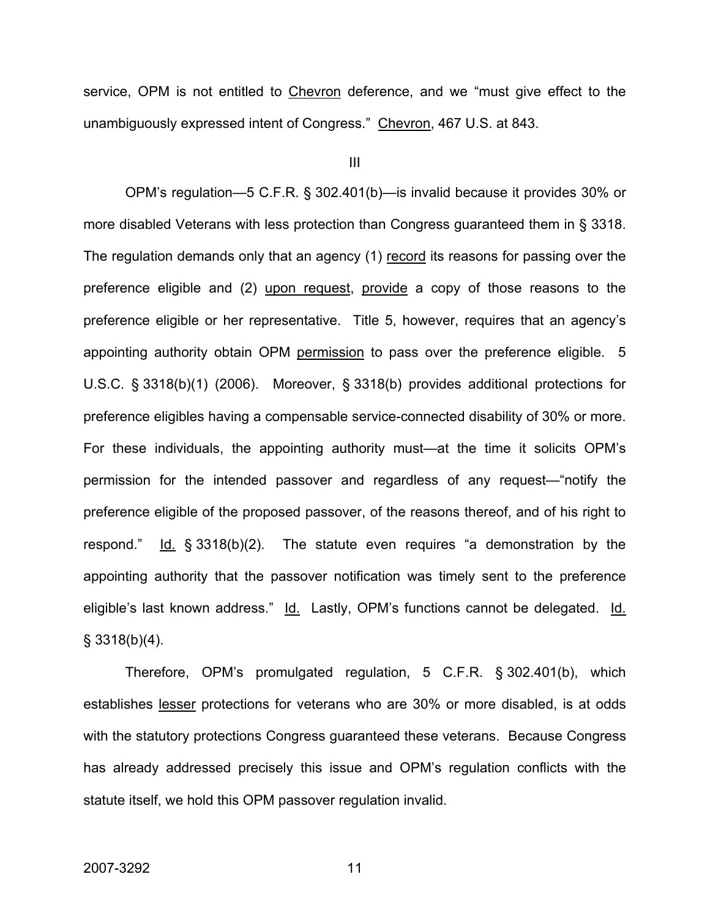service, OPM is not entitled to Chevron deference, and we "must give effect to the unambiguously expressed intent of Congress." Chevron, 467 U.S. at 843.

III

OPM's regulation—5 C.F.R. § 302.401(b)—is invalid because it provides 30% or more disabled Veterans with less protection than Congress guaranteed them in § 3318. The regulation demands only that an agency (1) record its reasons for passing over the preference eligible and (2) upon request, provide a copy of those reasons to the preference eligible or her representative. Title 5, however, requires that an agency's appointing authority obtain OPM permission to pass over the preference eligible. 5 U.S.C. § 3318(b)(1) (2006). Moreover, § 3318(b) provides additional protections for preference eligibles having a compensable service-connected disability of 30% or more. For these individuals, the appointing authority must—at the time it solicits OPM's permission for the intended passover and regardless of any request—"notify the preference eligible of the proposed passover, of the reasons thereof, and of his right to respond." Id. § 3318(b)(2). The statute even requires "a demonstration by the appointing authority that the passover notification was timely sent to the preference eligible's last known address." Id. Lastly, OPM's functions cannot be delegated. Id. § 3318(b)(4).

Therefore, OPM's promulgated regulation, 5 C.F.R. § 302.401(b), which establishes lesser protections for veterans who are 30% or more disabled, is at odds with the statutory protections Congress guaranteed these veterans. Because Congress has already addressed precisely this issue and OPM's regulation conflicts with the statute itself, we hold this OPM passover regulation invalid.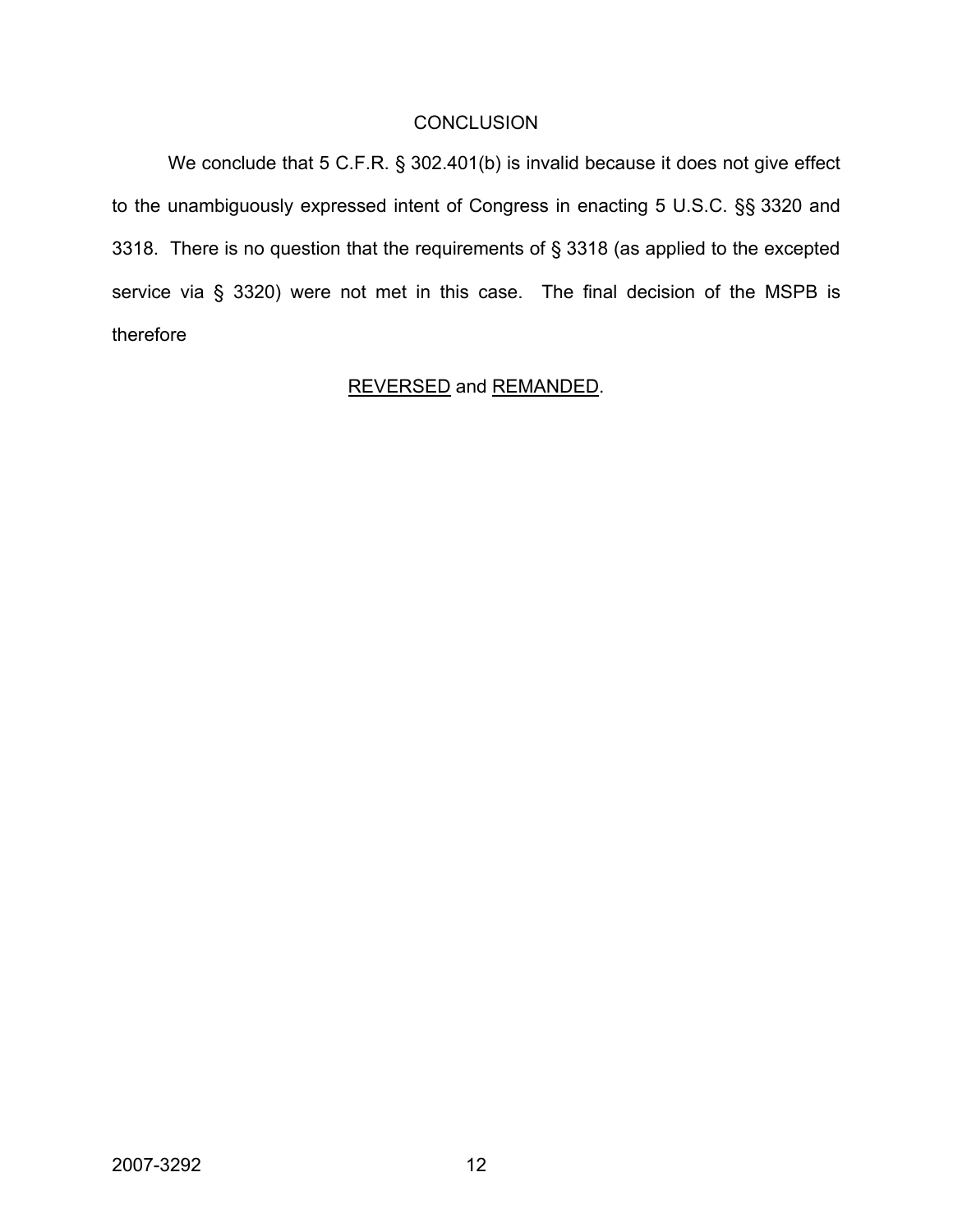## CONCLUSION

We conclude that 5 C.F.R. § 302.401(b) is invalid because it does not give effect to the unambiguously expressed intent of Congress in enacting 5 U.S.C. §§ 3320 and 3318. There is no question that the requirements of § 3318 (as applied to the excepted service via § 3320) were not met in this case. The final decision of the MSPB is therefore

REVERSED and REMANDED.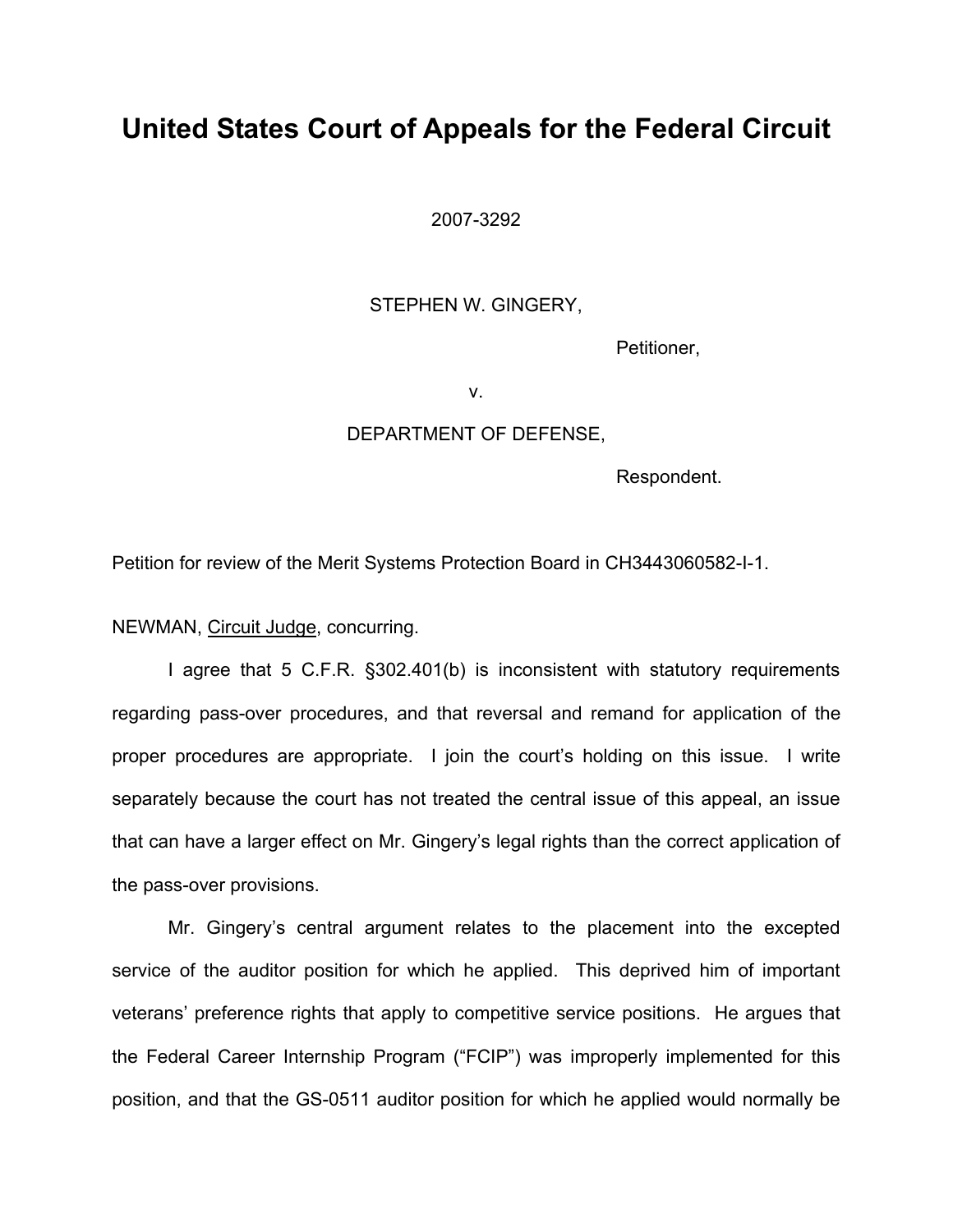# United States Court of Appeals for the Federal Circuit

2007-3292

STEPHEN W. GINGERY,

Petitioner,

v.

DEPARTMENT OF DEFENSE,

Respondent.

Petition for review of the Merit Systems Protection Board in CH3443060582-I-1.

NEWMAN, Circuit Judge, concurring.

I agree that 5 C.F.R. §302.401(b) is inconsistent with statutory requirements regarding pass-over procedures, and that reversal and remand for application of the proper procedures are appropriate. I join the court's holding on this issue. I write separately because the court has not treated the central issue of this appeal, an issue that can have a larger effect on Mr. Gingery's legal rights than the correct application of the pass-over provisions.

Mr. Gingery's central argument relates to the placement into the excepted service of the auditor position for which he applied. This deprived him of important veterans' preference rights that apply to competitive service positions. He argues that the Federal Career Internship Program ("FCIP") was improperly implemented for this position, and that the GS-0511 auditor position for which he applied would normally be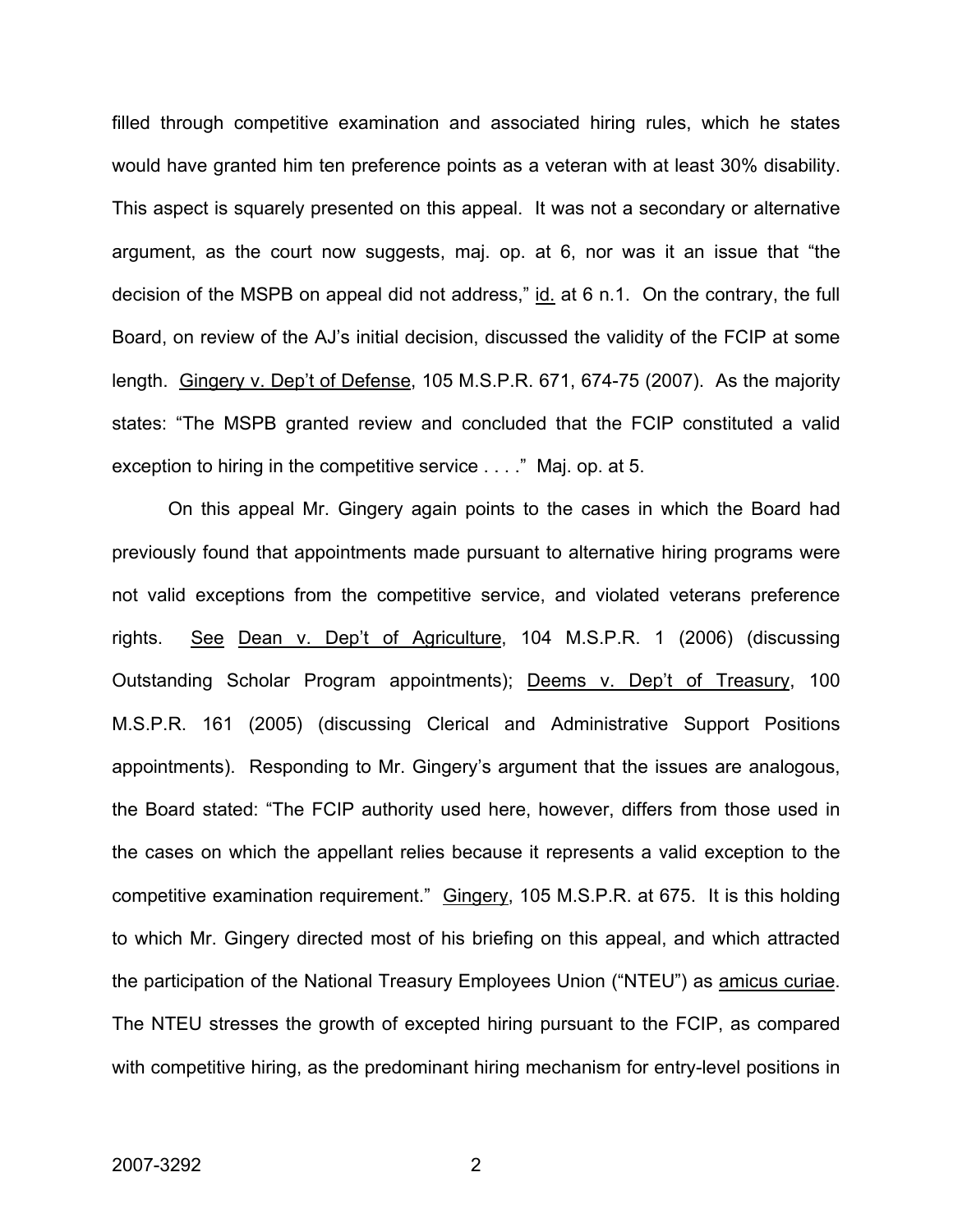filled through competitive examination and associated hiring rules, which he states would have granted him ten preference points as a veteran with at least 30% disability. This aspect is squarely presented on this appeal. It was not a secondary or alternative argument, as the court now suggests, maj. op. at 6, nor was it an issue that "the decision of the MSPB on appeal did not address," id. at 6 n.1. On the contrary, the full Board, on review of the AJ's initial decision, discussed the validity of the FCIP at some length. Gingery v. Dep't of Defense, 105 M.S.P.R. 671, 674-75 (2007). As the majority states: "The MSPB granted review and concluded that the FCIP constituted a valid exception to hiring in the competitive service . . . ." Maj. op. at 5.

On this appeal Mr. Gingery again points to the cases in which the Board had previously found that appointments made pursuant to alternative hiring programs were not valid exceptions from the competitive service, and violated veterans preference rights. See Dean v. Dep't of Agriculture, 104 M.S.P.R. 1 (2006) (discussing Outstanding Scholar Program appointments); Deems v. Dep't of Treasury, 100 M.S.P.R. 161 (2005) (discussing Clerical and Administrative Support Positions appointments). Responding to Mr. Gingery's argument that the issues are analogous, the Board stated: "The FCIP authority used here, however, differs from those used in the cases on which the appellant relies because it represents a valid exception to the competitive examination requirement." Gingery, 105 M.S.P.R. at 675. It is this holding to which Mr. Gingery directed most of his briefing on this appeal, and which attracted the participation of the National Treasury Employees Union ("NTEU") as amicus curiae. The NTEU stresses the growth of excepted hiring pursuant to the FCIP, as compared with competitive hiring, as the predominant hiring mechanism for entry-level positions in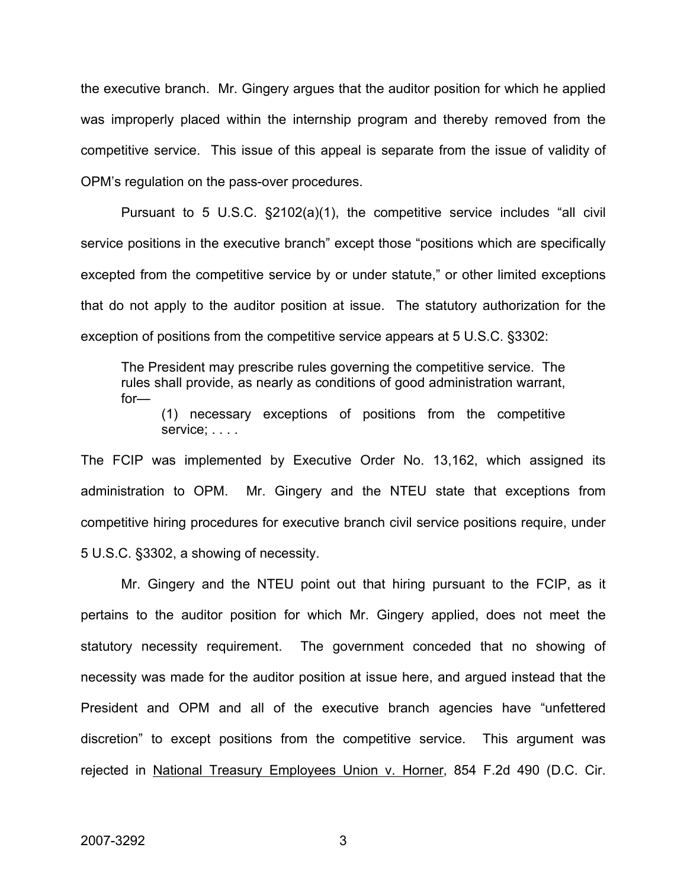the executive branch. Mr. Gingery argues that the auditor position for which he applied was improperly placed within the internship program and thereby removed from the competitive service. This issue of this appeal is separate from the issue of validity of OPM's regulation on the pass-over procedures.

Pursuant to 5 U.S.C. §2102(a)(1), the competitive service includes "all civil service positions in the executive branch" except those "positions which are specifically excepted from the competitive service by or under statute," or other limited exceptions that do not apply to the auditor position at issue. The statutory authorization for the exception of positions from the competitive service appears at 5 U.S.C. §3302:

> The President may prescribe rules governing the competitive service. The rules shall provide, as nearly as conditions of good administration warrant, for—
>
> > (1) necessary exceptions of positions from the competitive service; . . . .

The FCIP was implemented by Executive Order No. 13,162, which assigned its administration to OPM. Mr. Gingery and the NTEU state that exceptions from competitive hiring procedures for executive branch civil service positions require, under 5 U.S.C. §3302, a showing of necessity.

Mr. Gingery and the NTEU point out that hiring pursuant to the FCIP, as it pertains to the auditor position for which Mr. Gingery applied, does not meet the statutory necessity requirement. The government conceded that no showing of necessity was made for the auditor position at issue here, and argued instead that the President and OPM and all of the executive branch agencies have "unfettered discretion" to except positions from the competitive service. This argument was rejected in <u>National Treasury Employees Union v. Horner</u>, 854 F.2d 490 (D.C. Cir.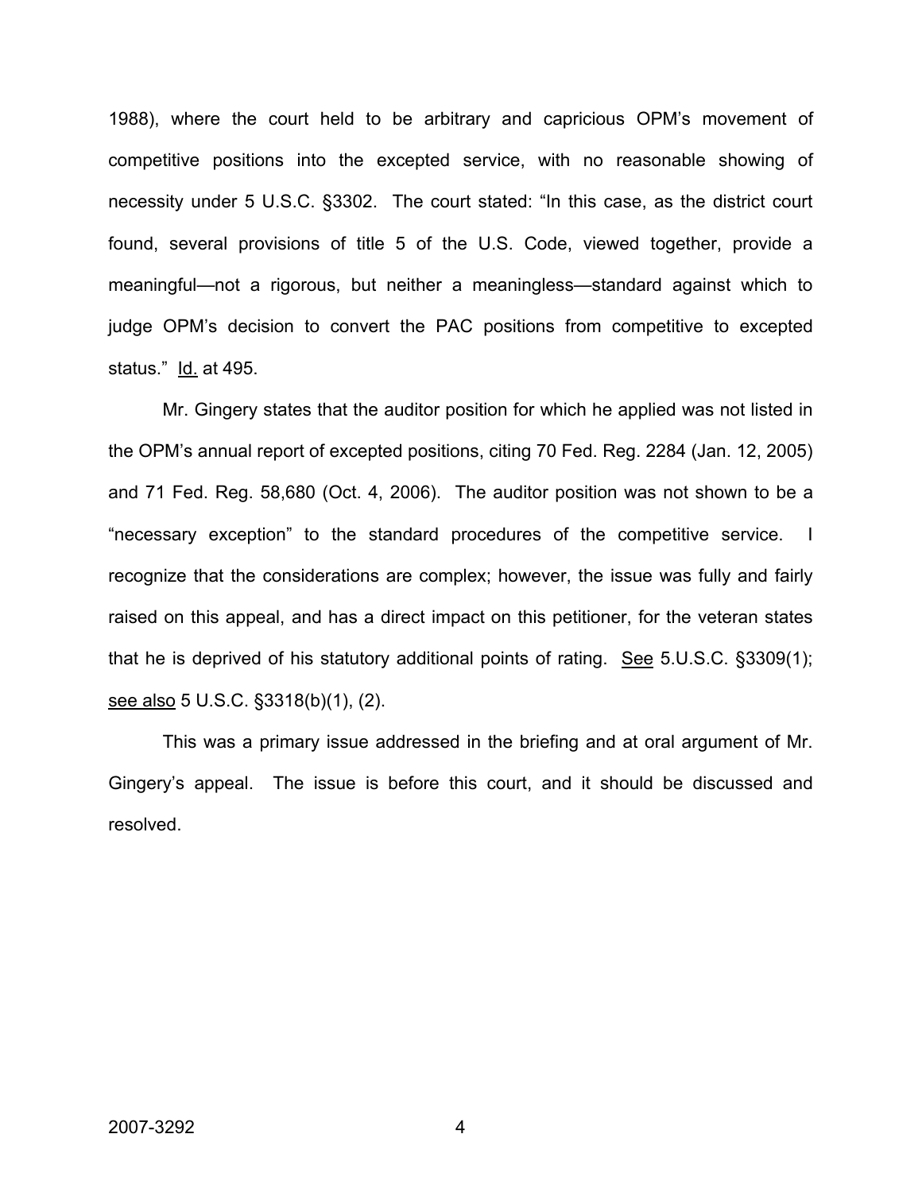1988), where the court held to be arbitrary and capricious OPM's movement of competitive positions into the excepted service, with no reasonable showing of necessity under 5 U.S.C. §3302. The court stated: "In this case, as the district court found, several provisions of title 5 of the U.S. Code, viewed together, provide a meaningful—not a rigorous, but neither a meaningless—standard against which to judge OPM's decision to convert the PAC positions from competitive to excepted status." Id. at 495.

Mr. Gingery states that the auditor position for which he applied was not listed in the OPM's annual report of excepted positions, citing 70 Fed. Reg. 2284 (Jan. 12, 2005) and 71 Fed. Reg. 58,680 (Oct. 4, 2006). The auditor position was not shown to be a "necessary exception" to the standard procedures of the competitive service. I recognize that the considerations are complex; however, the issue was fully and fairly raised on this appeal, and has a direct impact on this petitioner, for the veteran states that he is deprived of his statutory additional points of rating. See 5.U.S.C. §3309(1); see also 5 U.S.C. §3318(b)(1), (2).

This was a primary issue addressed in the briefing and at oral argument of Mr. Gingery's appeal. The issue is before this court, and it should be discussed and resolved.